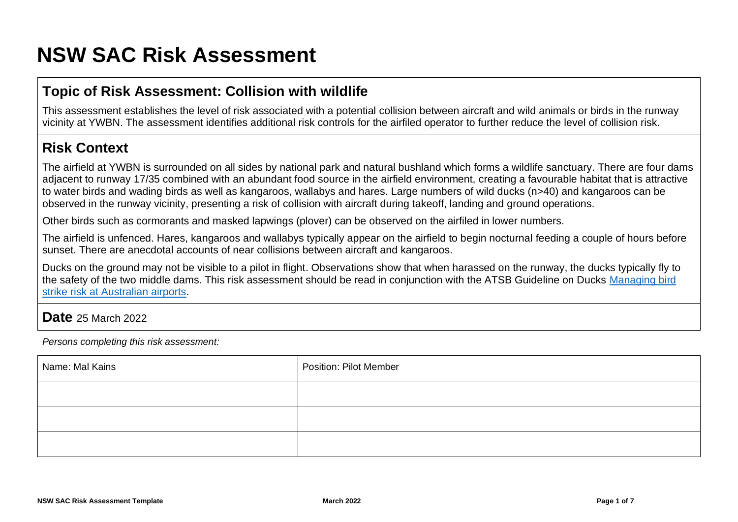# NSW SAC Risk Assessment

## Topic of Risk Assessment: Collision with wildlife

This assessment establishes the level of risk associated with a potential collision between aircraft and wild animals or birds in the runway vicinity at YWBN. The assessment identifies additional risk controls for the airfiled operator to further reduce the level of collision risk.

## Risk Context

The airfield at YWBN is surrounded on all sides by national park and natural bushland which forms a wildlife sanctuary. There are four dams adjacent to runway 17/35 combined with an abundant food source in the airfield environment, creating a favourable habitat that is attractive to water birds and wading birds as well as kangaroos, wallabys and hares. Large numbers of wild ducks (n>40) and kangaroos can be observed in the runway vicinity, presenting a risk of collision with aircraft during takeoff, landing and ground operations.

Other birds such as cormorants and masked lapwings (plover) can be observed on the airfiled in lower numbers.

The airfield is unfenced. Hares, kangaroos and wallabys typically appear on the airfield to begin nocturnal feeding a couple of hours before sunset. There are anecdotal accounts of near collisions between aircraft and kangaroos.

Ducks on the ground may not be visible to a pilot in flight. Observations show that when harassed on the runway, the ducks typically fly to the safety of the two middle dams. This risk assessment should be read in conjunction with the ATSB Guideline on Ducks [Managing bird strike risk at Australian airports].

## Date 25 March 2022

*Persons completing this risk assessment:*

| Name: Mal Kains | Position: Pilot Member |
|---|---|
| | |
| | |
| | |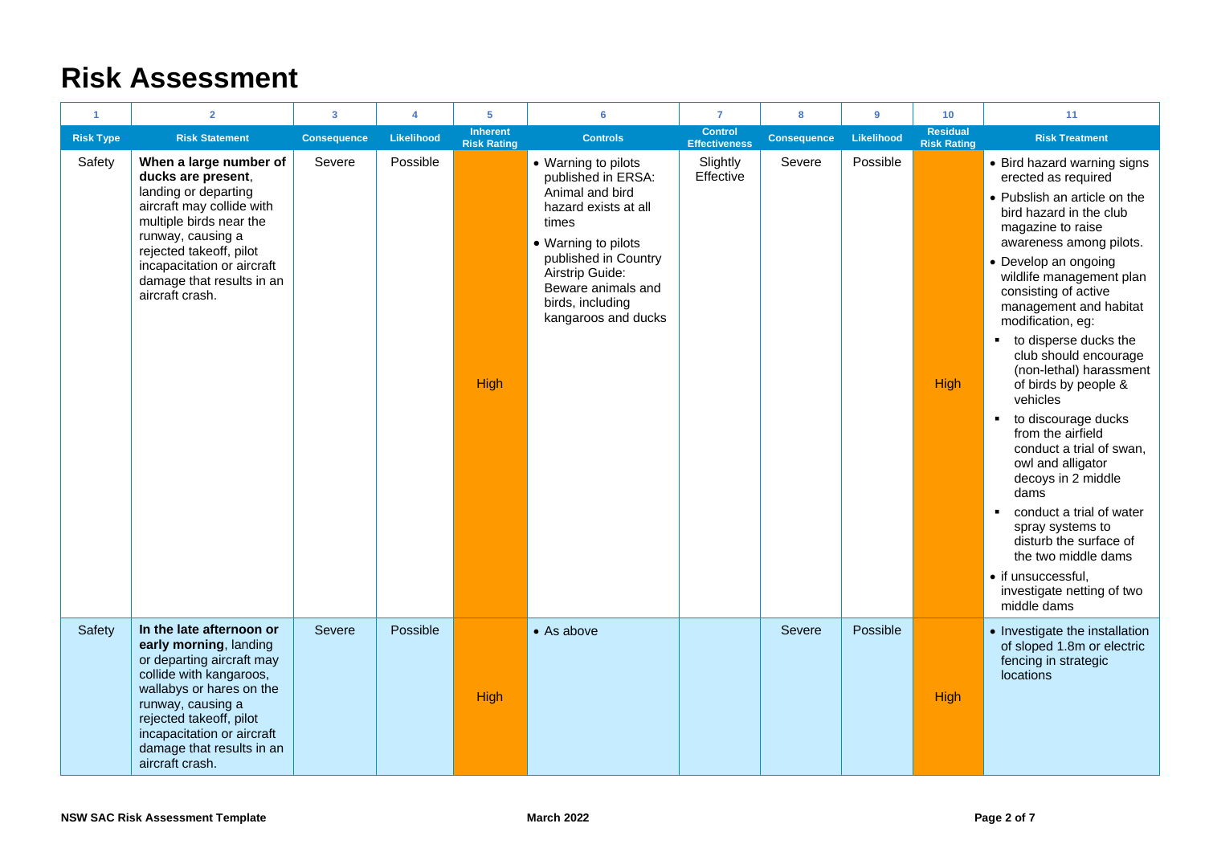# Risk Assessment

| 1 | 2 | 3 | 4 | 5 | 6 | 7 | 8 | 9 | 10 | 11 |
|---|---|---|---|---|---|---|---|---|---|---|
| **Risk Type** | **Risk Statement** | **Consequence** | **Likelihood** | **Inherent Risk Rating** | **Controls** | **Control Effectiveness** | **Consequence** | **Likelihood** | **Residual Risk Rating** | **Risk Treatment** |
| Safety | **When a large number of ducks are present**, landing or departing aircraft may collide with multiple birds near the runway, causing a rejected takeoff, pilot incapacitation or aircraft damage that results in an aircraft crash. | Severe | Possible | High | • Warning to pilots published in ERSA: Animal and bird hazard exists at all times<br>• Warning to pilots published in Country Airstrip Guide: Beware animals and birds, including kangaroos and ducks | Slightly Effective | Severe | Possible | High | • Bird hazard warning signs erected as required<br>• Pusblish an article on the bird hazard in the club magazine to raise awareness among pilots.<br>• Develop an ongoing wildlife management plan consisting of active management and habitat modification, eg:<br>▪ to disperse ducks the club should encourage (non-lethal) harassment of birds by people & vehicles<br>▪ to discourage ducks from the airfield conduct a trial of swan, owl and alligator decoys in 2 middle dams<br>▪ conduct a trial of water spray systems to disturb the surface of the two middle dams<br>• if unsuccessful, investigate netting of two middle dams |
| Safety | **In the late afternoon or early morning**, landing or departing aircraft may collide with kangaroos, wallabys or hares on the runway, causing a rejected takeoff, pilot incapacitation or aircraft damage that results in an aircraft crash. | Severe | Possible | High | • As above | | Severe | Possible | High | • Investigate the installation of sloped 1.8m or electric fencing in strategic locations |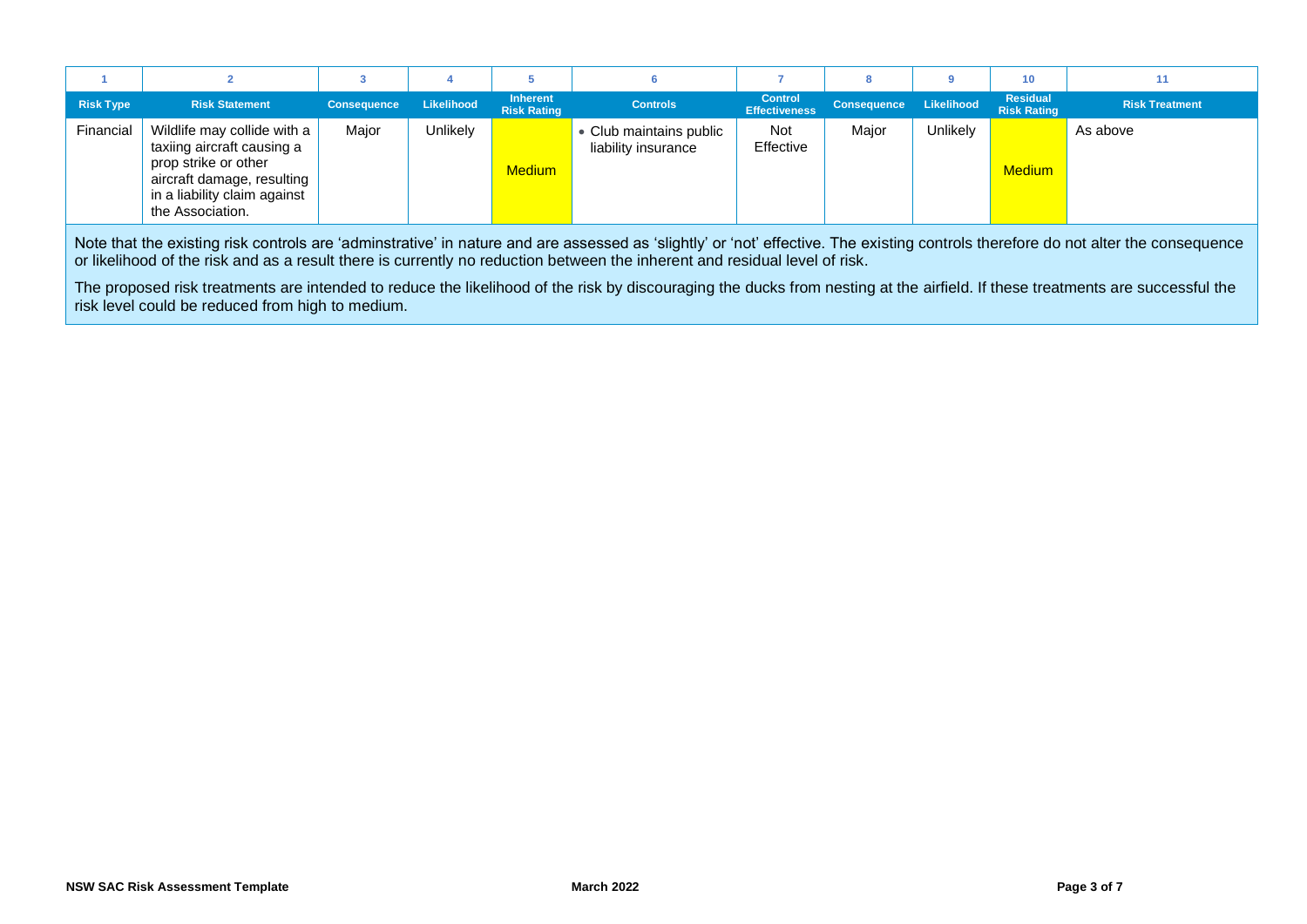| 1 | 2 | 3 | 4 | 5 | 6 | 7 | 8 | 9 | 10 | 11 |
|---|---|---|---|---|---|---|---|---|---|---|
| **Risk Type** | **Risk Statement** | **Consequence** | **Likelihood** | **Inherent Risk Rating** | **Controls** | **Control Effectiveness** | **Consequence** | **Likelihood** | **Residual Risk Rating** | **Risk Treatment** |
| Financial | Wildlife may collide with a taxiing aircraft causing a prop strike or other aircraft damage, resulting in a liability claim against the Association. | Major | Unlikely | Medium | • Club maintains public liability insurance | Not Effective | Major | Unlikely | Medium | As above |

Note that the existing risk controls are 'adminstrative' in nature and are assessed as 'slightly' or 'not' effective. The existing controls therefore do not alter the consequence or likelihood of the risk and as a result there is currently no reduction between the inherent and residual level of risk.

The proposed risk treatments are intended to reduce the likelihood of the risk by discouraging the ducks from nesting at the airfield. If these treatments are successful the risk level could be reduced from high to medium.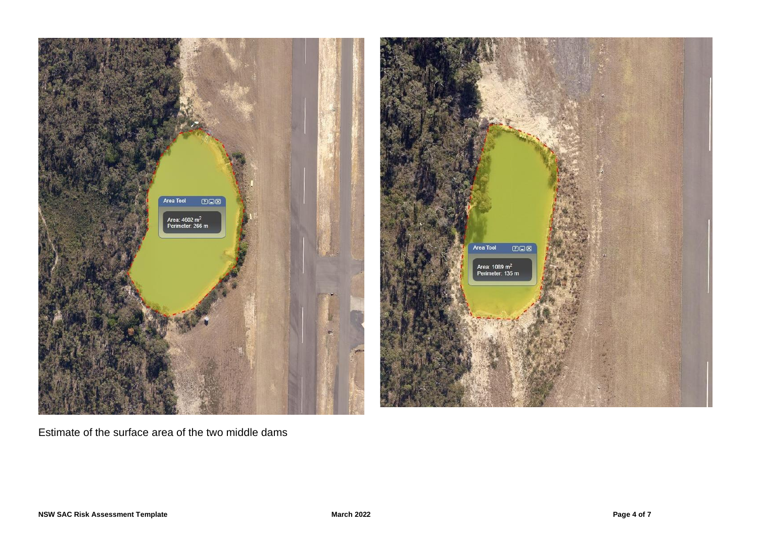Estimate of the surface area of the two middle dams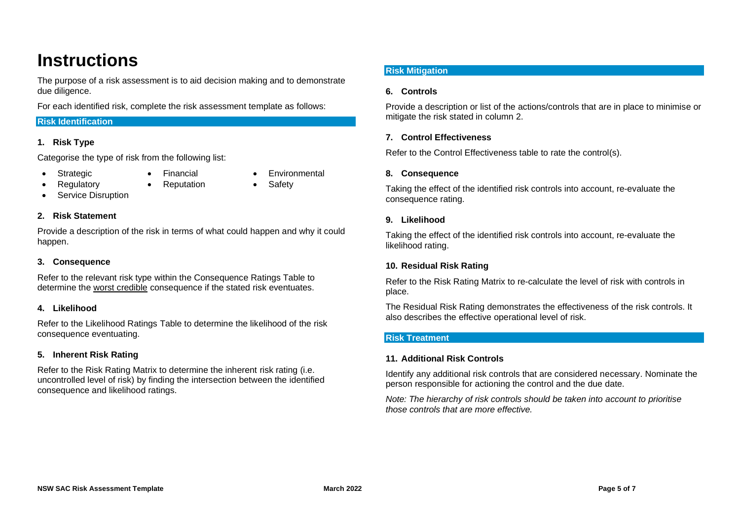# Instructions

The purpose of a risk assessment is to aid decision making and to demonstrate due diligence.

For each identified risk, complete the risk assessment template as follows:

## Risk Identification

### 1. Risk Type

Categorise the type of risk from the following list:

- Strategic
- Regulatory
- Service Disruption
- Financial
- Reputation
- Environmental
- Safety

### 2. Risk Statement

Provide a description of the risk in terms of what could happen and why it could happen.

### 3. Consequence

Refer to the relevant risk type within the Consequence Ratings Table to determine the worst credible consequence if the stated risk eventuates.

### 4. Likelihood

Refer to the Likelihood Ratings Table to determine the likelihood of the risk consequence eventuating.

### 5. Inherent Risk Rating

Refer to the Risk Rating Matrix to determine the inherent risk rating (i.e. uncontrolled level of risk) by finding the intersection between the identified consequence and likelihood ratings.

## Risk Mitigation

### 6. Controls

Provide a description or list of the actions/controls that are in place to minimise or mitigate the risk stated in column 2.

### 7. Control Effectiveness

Refer to the Control Effectiveness table to rate the control(s).

### 8. Consequence

Taking the effect of the identified risk controls into account, re-evaluate the consequence rating.

### 9. Likelihood

Taking the effect of the identified risk controls into account, re-evaluate the likelihood rating.

### 10. Residual Risk Rating

Refer to the Risk Rating Matrix to re-calculate the level of risk with controls in place.

The Residual Risk Rating demonstrates the effectiveness of the risk controls. It also describes the effective operational level of risk.

## Risk Treatment

### 11. Additional Risk Controls

Identify any additional risk controls that are considered necessary. Nominate the person responsible for actioning the control and the due date.

*Note: The hierarchy of risk controls should be taken into account to prioritise those controls that are more effective.*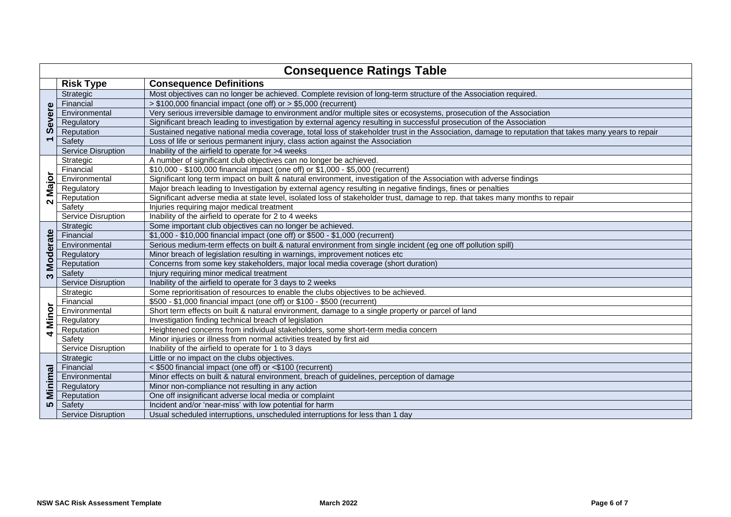## Consequence Ratings Table

| | Risk Type | Consequence Definitions |
|---|---|---|
| 1 Severe | Strategic | Most objectives can no longer be achieved. Complete revision of long-term structure of the Association required. |
| | Financial | > $100,000 financial impact (one off) or > $5,000 (recurrent) |
| | Environmental | Very serious irreversible damage to environment and/or multiple sites or ecosystems, prosecution of the Association |
| | Regulatory | Significant breach leading to investigation by external agency resulting in successful prosecution of the Association |
| | Reputation | Sustained negative national media coverage, total loss of stakeholder trust in the Association, damage to reputation that takes many years to repair |
| | Safety | Loss of life or serious permanent injury, class action against the Association |
| | Service Disruption | Inability of the airfield to operate for >4 weeks |
| 2 Major | Strategic | A number of significant club objectives can no longer be achieved. |
| | Financial | $10,000 - $100,000 financial impact (one off) or $1,000 - $5,000 (recurrent) |
| | Environmental | Significant long term impact on built & natural environment, investigation of the Association with adverse findings |
| | Regulatory | Major breach leading to Investigation by external agency resulting in negative findings, fines or penalties |
| | Reputation | Significant adverse media at state level, isolated loss of stakeholder trust, damage to rep. that takes many months to repair |
| | Safety | Injuries requiring major medical treatment |
| | Service Disruption | Inability of the airfield to operate for 2 to 4 weeks |
| 3 Moderate | Strategic | Some important club objectives can no longer be achieved. |
| | Financial | $1,000 - $10,000 financial impact (one off) or $500 - $1,000 (recurrent) |
| | Environmental | Serious medium-term effects on built & natural environment from single incident (eg one off pollution spill) |
| | Regulatory | Minor breach of legislation resulting in warnings, improvement notices etc |
| | Reputation | Concerns from some key stakeholders, major local media coverage (short duration) |
| | Safety | Injury requiring minor medical treatment |
| | Service Disruption | Inability of the airfield to operate for 3 days to 2 weeks |
| 4 Minor | Strategic | Some reprioritisation of resources to enable the clubs objectives to be achieved. |
| | Financial | $500 - $1,000 financial impact (one off) or $100 - $500 (recurrent) |
| | Environmental | Short term effects on built & natural environment, damage to a single property or parcel of land |
| | Regulatory | Investigation finding technical breach of legislation |
| | Reputation | Heightened concerns from individual stakeholders, some short-term media concern |
| | Safety | Minor injuries or illness from normal activities treated by first aid |
| | Service Disruption | Inability of the airfield to operate for 1 to 3 days |
| 5 Minimal | Strategic | Little or no impact on the clubs objectives. |
| | Financial | < $500 financial impact (one off) or <$100 (recurrent) |
| | Environmental | Minor effects on built & natural environment, breach of guidelines, perception of damage |
| | Regulatory | Minor non-compliance not resulting in any action |
| | Reputation | One off insignificant adverse local media or complaint |
| | Safety | Incident and/or 'near-miss' with low potential for harm |
| | Service Disruption | Usual scheduled interruptions, unscheduled interruptions for less than 1 day |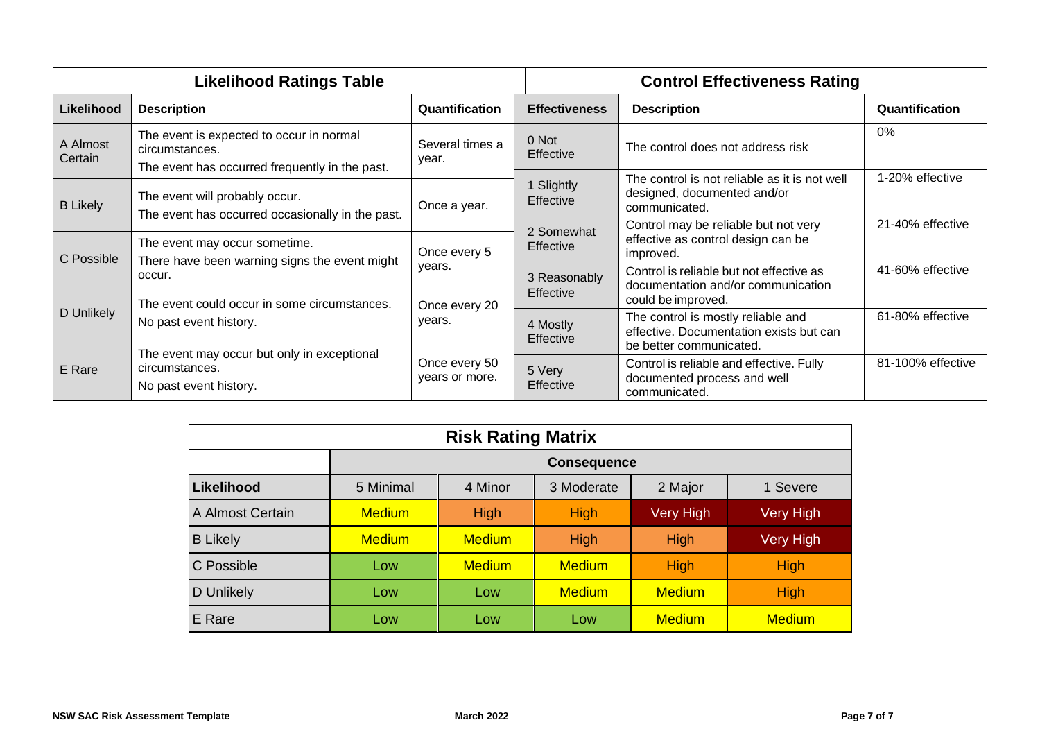## Likelihood Ratings Table

| Likelihood | Description | Quantification |
|---|---|---|
| A Almost Certain | The event is expected to occur in normal circumstances. The event has occurred frequently in the past. | Several times a year. |
| B Likely | The event will probably occur. The event has occurred occasionally in the past. | Once a year. |
| C Possible | The event may occur sometime. There have been warning signs the event might occur. | Once every 5 years. |
| D Unlikely | The event could occur in some circumstances. No past event history. | Once every 20 years. |
| E Rare | The event may occur but only in exceptional circumstances. No past event history. | Once every 50 years or more. |

## Control Effectiveness Rating

| Effectiveness | Description | Quantification |
|---|---|---|
| 0 Not Effective | The control does not address risk | 0% |
| 1 Slightly Effective | The control is not reliable as it is not well designed, documented and/or communicated. | 1-20% effective |
| 2 Somewhat Effective | Control may be reliable but not very effective as control design can be improved. | 21-40% effective |
| 3 Reasonably Effective | Control is reliable but not effective as documentation and/or communication could be improved. | 41-60% effective |
| 4 Mostly Effective | The control is mostly reliable and effective. Documentation exists but can be better communicated. | 61-80% effective |
| 5 Very Effective | Control is reliable and effective. Fully documented process and well communicated. | 81-100% effective |

## Risk Rating Matrix

| | Consequence | | | | |
|---|---|---|---|---|---|
| **Likelihood** | 5 Minimal | 4 Minor | 3 Moderate | 2 Major | 1 Severe |
| A Almost Certain | Medium | High | High | Very High | Very High |
| B Likely | Medium | Medium | High | High | Very High |
| C Possible | Low | Medium | Medium | High | High |
| D Unlikely | Low | Low | Medium | Medium | High |
| E Rare | Low | Low | Low | Medium | Medium |